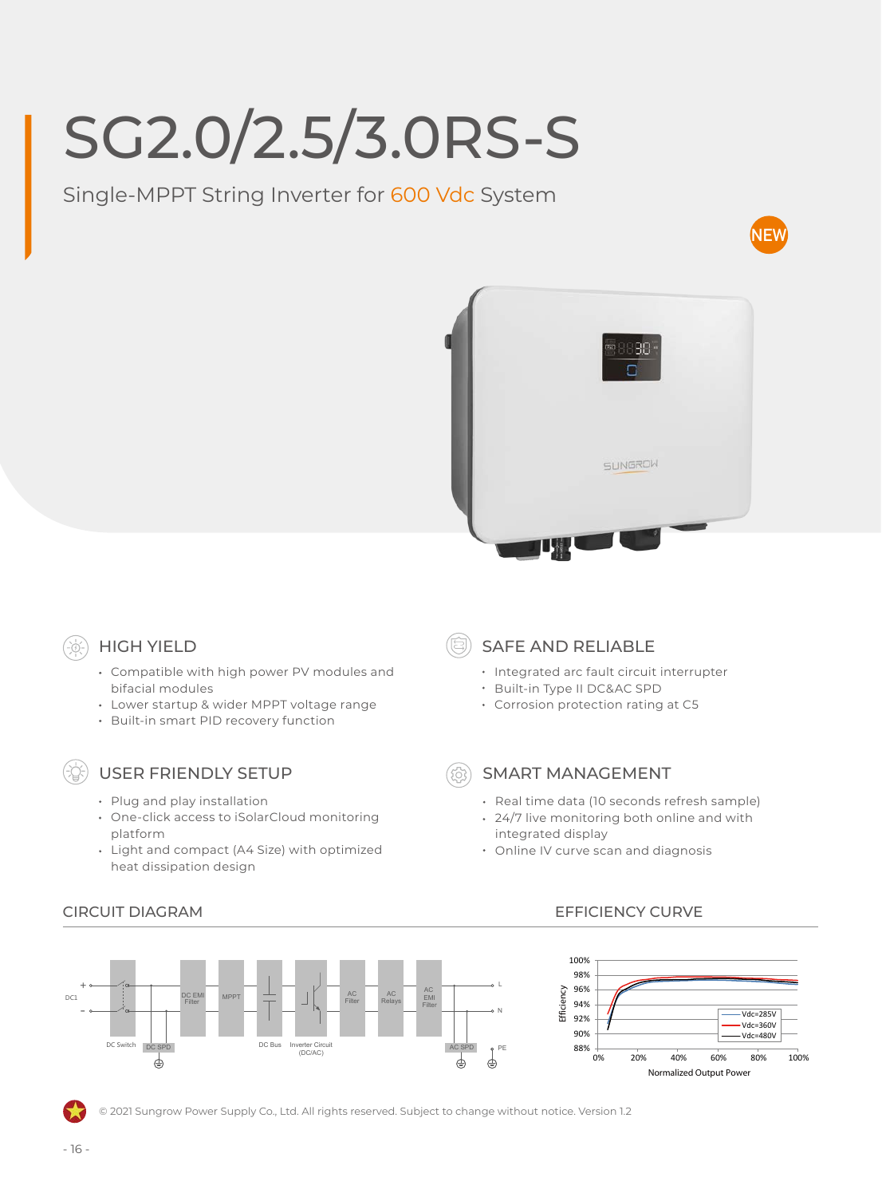# SG2.0/2.5/3.0RS-S

Single-MPPT String Inverter for 600 Vdc System

NEW

## HIGH YIELD

- Compatible with high power PV modules and bifacial modules
- Lower startup & wider MPPT voltage range
- Built-in smart PID recovery function

## SAFE AND RELIABLE

- Integrated arc fault circuit interrupter
- Built-in Type II DC&AC SPD
- Corrosion protection rating at C5

## USER FRIENDLY SETUP

- Plug and play installation
- One-click access to iSolarCloud monitoring platform
- Light and compact (A4 Size) with optimized heat dissipation design

## SMART MANAGEMENT

- Real time data (10 seconds refresh sample)
- 24/7 live monitoring both online and with integrated display
- Online IV curve scan and diagnosis

## CIRCUIT DIAGRAM

## EFFICIENCY CURVE

© 2021 Sungrow Power Supply Co., Ltd. All rights reserved. Subject to change without notice. Version 1.2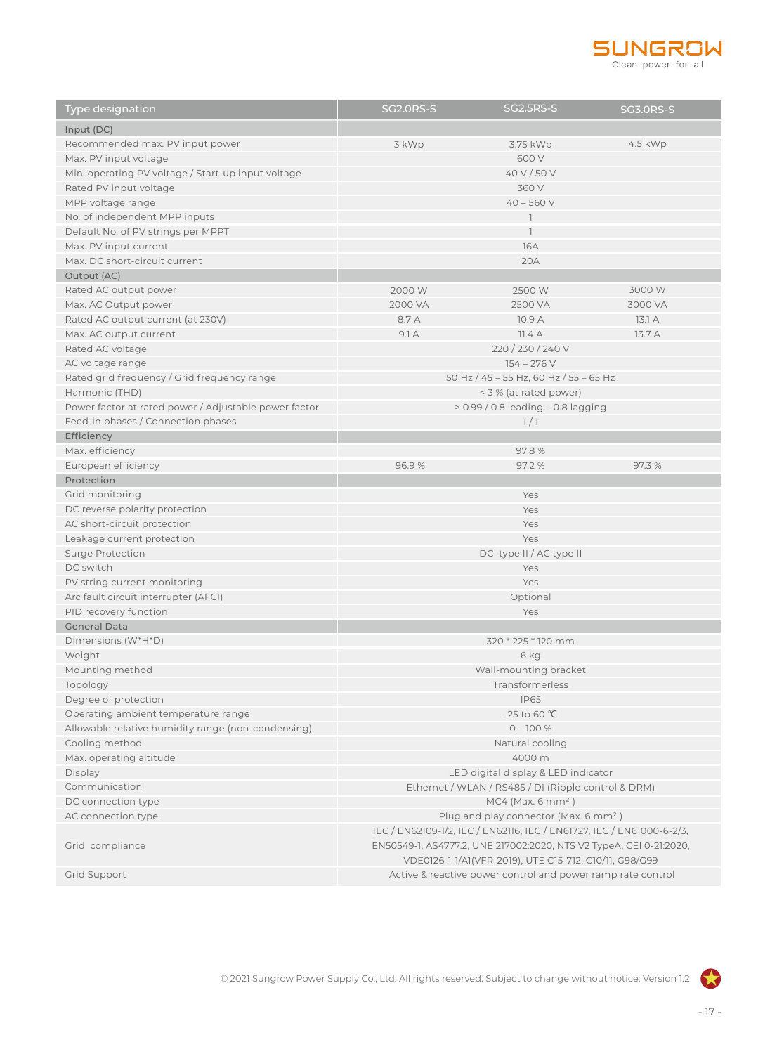| Type designation | SG2.0RS-S | SG2.5RS-S | SG3.0RS-S |
|---|---|---|---|
| **Input (DC)** | | | |
| Recommended max. PV input power | 3 kWp | 3.75 kWp | 4.5 kWp |
| Max. PV input voltage | | 600 V | |
| Min. operating PV voltage / Start-up input voltage | | 40 V / 50 V | |
| Rated PV input voltage | | 360 V | |
| MPP voltage range | | 40 – 560 V | |
| No. of independent MPP inputs | | 1 | |
| Default No. of PV strings per MPPT | | 1 | |
| Max. PV input current | | 16A | |
| Max. DC short-circuit current | | 20A | |
| **Output (AC)** | | | |
| Rated AC output power | 2000 W | 2500 W | 3000 W |
| Max. AC Output power | 2000 VA | 2500 VA | 3000 VA |
| Rated AC output current (at 230V) | 8.7 A | 10.9 A | 13.1 A |
| Max. AC output current | 9.1 A | 11.4 A | 13.7 A |
| Rated AC voltage | | 220 / 230 / 240 V | |
| AC voltage range | | 154 – 276 V | |
| Rated grid frequency / Grid frequency range | | 50 Hz / 45 – 55 Hz, 60 Hz / 55 – 65 Hz | |
| Harmonic (THD) | | < 3 % (at rated power) | |
| Power factor at rated power / Adjustable power factor | | > 0.99 / 0.8 leading – 0.8 lagging | |
| Feed-in phases / Connection phases | | 1 / 1 | |
| **Efficiency** | | | |
| Max. efficiency | | 97.8 % | |
| European efficiency | 96.9 % | 97.2 % | 97.3 % |
| **Protection** | | | |
| Grid monitoring | | Yes | |
| DC reverse polarity protection | | Yes | |
| AC short-circuit protection | | Yes | |
| Leakage current protection | | Yes | |
| Surge Protection | | DC type II / AC type II | |
| DC switch | | Yes | |
| PV string current monitoring | | Yes | |
| Arc fault circuit interrupter (AFCI) | | Optional | |
| PID recovery function | | Yes | |
| **General Data** | | | |
| Dimensions (W*H*D) | | 320 * 225 * 120 mm | |
| Weight | | 6 kg | |
| Mounting method | | Wall-mounting bracket | |
| Topology | | Transformerless | |
| Degree of protection | | IP65 | |
| Operating ambient temperature range | | -25 to 60 ℃ | |
| Allowable relative humidity range (non-condensing) | | 0 – 100 % | |
| Cooling method | | Natural cooling | |
| Max. operating altitude | | 4000 m | |
| Display | | LED digital display & LED indicator | |
| Communication | | Ethernet / WLAN / RS485 / DI (Ripple control & DRM) | |
| DC connection type | | MC4 (Max. 6 mm²) | |
| AC connection type | | Plug and play connector (Max. 6 mm²) | |
| Grid compliance | | IEC / EN62109-1/2, IEC / EN62116, IEC / EN61727, IEC / EN61000-6-2/3, EN50549-1, AS4777.2, UNE 217002:2020, NTS V2 TypeA, CEI 0-21:2020, VDE0126-1-1/A1(VFR-2019), UTE C15-712, C10/11, G98/G99 | |
| Grid Support | | Active & reactive power control and power ramp rate control | |

© 2021 Sungrow Power Supply Co., Ltd. All rights reserved. Subject to change without notice. Version 1.2